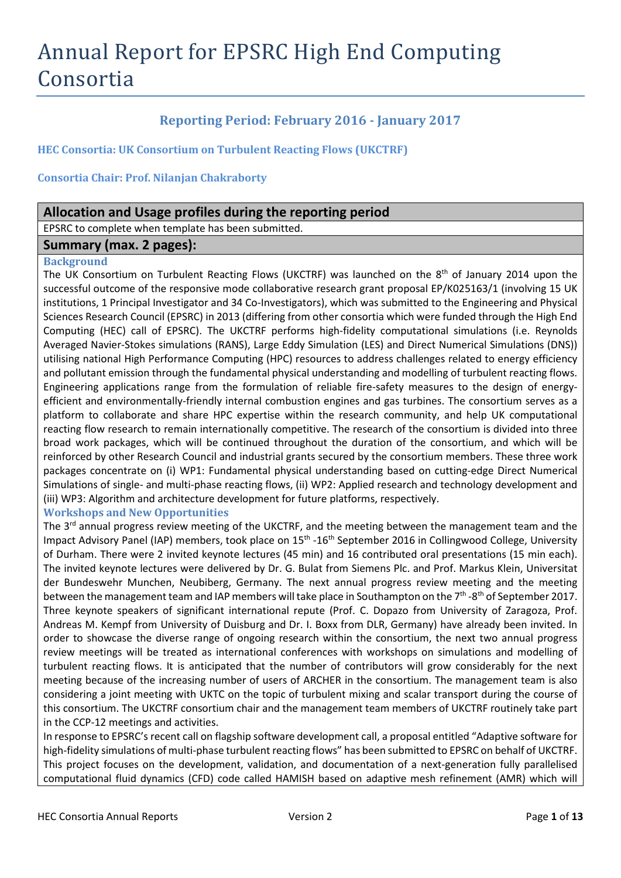# Annual Report for EPSRC High End Computing Consortia

### Reporting Period: February 2016 - January 2017

#### HEC Consortia: UK Consortium on Turbulent Reacting Flows (UKCTRF)

#### Consortia Chair: Prof. Nilanjan Chakraborty

## Allocation and Usage profiles during the reporting period

EPSRC to complete when template has been submitted.

## Summary (max. 2 pages):

### Background

The UK Consortium on Turbulent Reacting Flows (UKCTRF) was launched on the 8th of January 2014 upon the successful outcome of the responsive mode collaborative research grant proposal EP/K025163/1 (involving 15 UK institutions, 1 Principal Investigator and 34 Co-Investigators), which was submitted to the Engineering and Physical Sciences Research Council (EPSRC) in 2013 (differing from other consortia which were funded through the High End Computing (HEC) call of EPSRC). The UKCTRF performs high-fidelity computational simulations (i.e. Reynolds Averaged Navier-Stokes simulations (RANS), Large Eddy Simulation (LES) and Direct Numerical Simulations (DNS)) utilising national High Performance Computing (HPC) resources to address challenges related to energy efficiency and pollutant emission through the fundamental physical understanding and modelling of turbulent reacting flows. Engineering applications range from the formulation of reliable fire-safety measures to the design of energy-efficient and environmentally-friendly internal combustion engines and gas turbines. The consortium serves as a platform to collaborate and share HPC expertise within the research community, and help UK computational reacting flow research to remain internationally competitive. The research of the consortium is divided into three broad work packages, which will be continued throughout the duration of the consortium, and which will be reinforced by other Research Council and industrial grants secured by the consortium members. These three work packages concentrate on (i) WP1: Fundamental physical understanding based on cutting-edge Direct Numerical Simulations of single- and multi-phase reacting flows, (ii) WP2: Applied research and technology development and (iii) WP3: Algorithm and architecture development for future platforms, respectively.

### Workshops and New Opportunities

The 3rd annual progress review meeting of the UKCTRF, and the meeting between the management team and the Impact Advisory Panel (IAP) members, took place on 15th -16th September 2016 in Collingwood College, University of Durham. There were 2 invited keynote lectures (45 min) and 16 contributed oral presentations (15 min each). The invited keynote lectures were delivered by Dr. G. Bulat from Siemens Plc. and Prof. Markus Klein, Universitat der Bundeswehr Munchen, Neubiberg, Germany. The next annual progress review meeting and the meeting between the management team and IAP members will take place in Southampton on the 7th -8th of September 2017. Three keynote speakers of significant international repute (Prof. C. Dopazo from University of Zaragoza, Prof. Andreas M. Kempf from University of Duisburg and Dr. I. Boxx from DLR, Germany) have already been invited. In order to showcase the diverse range of ongoing research within the consortium, the next two annual progress review meetings will be treated as international conferences with workshops on simulations and modelling of turbulent reacting flows. It is anticipated that the number of contributors will grow considerably for the next meeting because of the increasing number of users of ARCHER in the consortium. The management team is also considering a joint meeting with UKTC on the topic of turbulent mixing and scalar transport during the course of this consortium. The UKCTRF consortium chair and the management team members of UKCTRF routinely take part in the CCP-12 meetings and activities.

In response to EPSRC's recent call on flagship software development call, a proposal entitled "Adaptive software for high-fidelity simulations of multi-phase turbulent reacting flows" has been submitted to EPSRC on behalf of UKCTRF. This project focuses on the development, validation, and documentation of a next-generation fully parallelised computational fluid dynamics (CFD) code called HAMISH based on adaptive mesh refinement (AMR) which will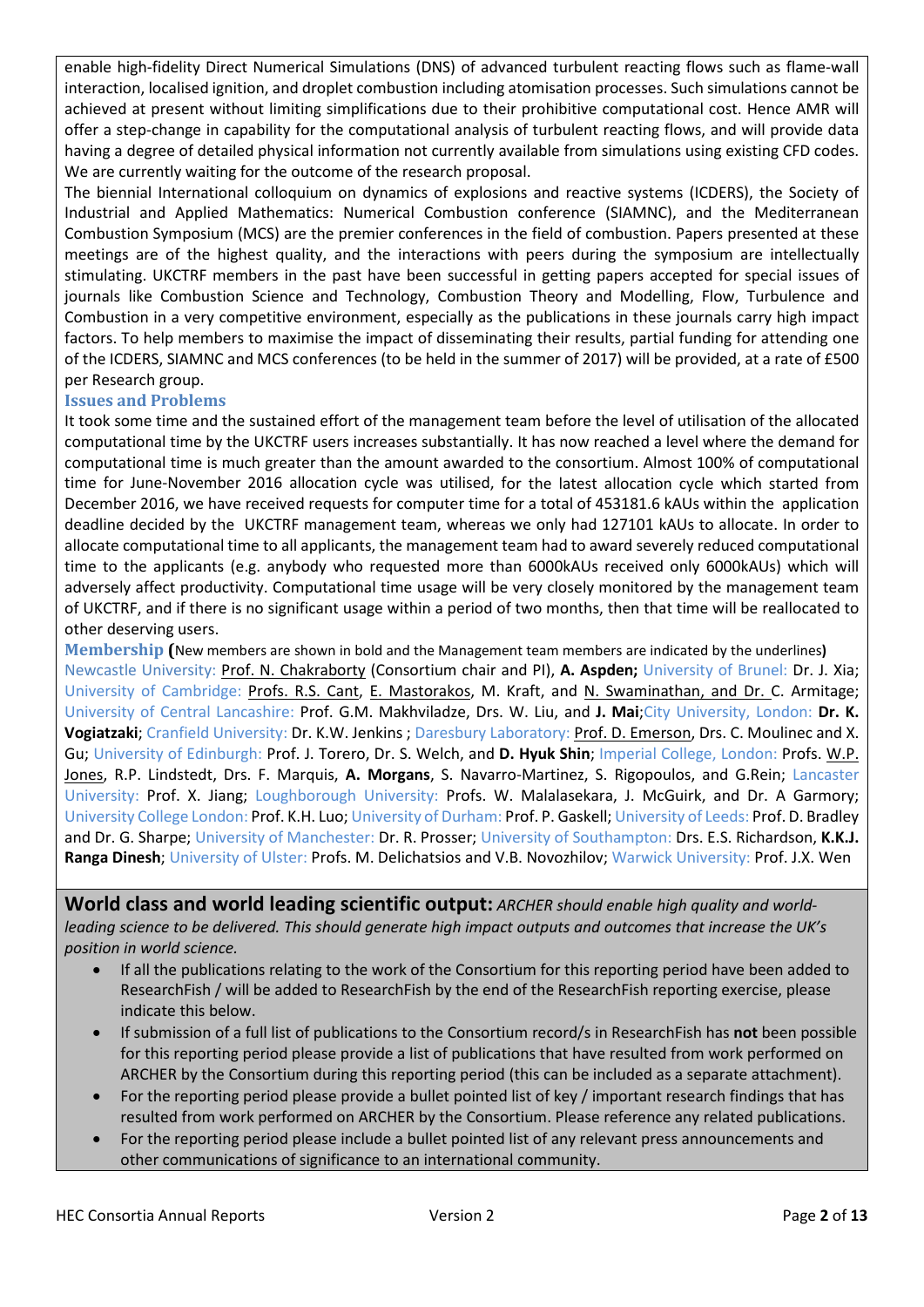enable high-fidelity Direct Numerical Simulations (DNS) of advanced turbulent reacting flows such as flame-wall interaction, localised ignition, and droplet combustion including atomisation processes. Such simulations cannot be achieved at present without limiting simplifications due to their prohibitive computational cost. Hence AMR will offer a step-change in capability for the computational analysis of turbulent reacting flows, and will provide data having a degree of detailed physical information not currently available from simulations using existing CFD codes. We are currently waiting for the outcome of the research proposal.

The biennial International colloquium on dynamics of explosions and reactive systems (ICDERS), the Society of Industrial and Applied Mathematics: Numerical Combustion conference (SIAMNC), and the Mediterranean Combustion Symposium (MCS) are the premier conferences in the field of combustion. Papers presented at these meetings are of the highest quality, and the interactions with peers during the symposium are intellectually stimulating. UKCTRF members in the past have been successful in getting papers accepted for special issues of journals like Combustion Science and Technology, Combustion Theory and Modelling, Flow, Turbulence and Combustion in a very competitive environment, especially as the publications in these journals carry high impact factors. To help members to maximise the impact of disseminating their results, partial funding for attending one of the ICDERS, SIAMNC and MCS conferences (to be held in the summer of 2017) will be provided, at a rate of £500 per Research group.

### Issues and Problems

It took some time and the sustained effort of the management team before the level of utilisation of the allocated computational time by the UKCTRF users increases substantially. It has now reached a level where the demand for computational time is much greater than the amount awarded to the consortium. Almost 100% of computational time for June-November 2016 allocation cycle was utilised, for the latest allocation cycle which started from December 2016, we have received requests for computer time for a total of 453181.6 kAUs within the application deadline decided by the UKCTRF management team, whereas we only had 127101 kAUs to allocate. In order to allocate computational time to all applicants, the management team had to award severely reduced computational time to the applicants (e.g. anybody who requested more than 6000kAUs received only 6000kAUs) which will adversely affect productivity. Computational time usage will be very closely monitored by the management team of UKCTRF, and if there is no significant usage within a period of two months, then that time will be reallocated to other deserving users.

### Membership (New members are shown in bold and the Management team members are indicated by the underlines)

Newcastle University: Prof. N. Chakraborty (Consortium chair and PI), **A. Aspden;** University of Brunel: Dr. J. Xia; University of Cambridge: Profs. R.S. Cant, E. Mastorakos, M. Kraft, and N. Swaminathan, and Dr. C. Armitage; University of Central Lancashire: Prof. G.M. Makhviladze, Drs. W. Liu, and **J. Mai**;City University, London: **Dr. K. Vogiatzaki**; Cranfield University: Dr. K.W. Jenkins ; Daresbury Laboratory: Prof. D. Emerson, Drs. C. Moulinec and X. Gu; University of Edinburgh: Prof. J. Torero, Dr. S. Welch, and **D. Hyuk Shin**; Imperial College, London: Profs. W.P. Jones, R.P. Lindstedt, Drs. F. Marquis, **A. Morgans**, S. Navarro-Martinez, S. Rigopoulos, and G.Rein; Lancaster University: Prof. X. Jiang; Loughborough University: Profs. W. Malalasekara, J. McGuirk, and Dr. A Garmory; University College London: Prof. K.H. Luo; University of Durham: Prof. P. Gaskell; University of Leeds: Prof. D. Bradley and Dr. G. Sharpe; University of Manchester: Dr. R. Prosser; University of Southampton: Drs. E.S. Richardson, **K.K.J. Ranga Dinesh**; University of Ulster: Profs. M. Delichatsios and V.B. Novozhilov; Warwick University: Prof. J.X. Wen

## World class and world leading scientific output: *ARCHER should enable high quality and world-leading science to be delivered. This should generate high impact outputs and outcomes that increase the UK's position in world science.*

- If all the publications relating to the work of the Consortium for this reporting period have been added to ResearchFish / will be added to ResearchFish by the end of the ResearchFish reporting exercise, please indicate this below.
- If submission of a full list of publications to the Consortium record/s in ResearchFish has **not** been possible for this reporting period please provide a list of publications that have resulted from work performed on ARCHER by the Consortium during this reporting period (this can be included as a separate attachment).
- For the reporting period please provide a bullet pointed list of key / important research findings that has resulted from work performed on ARCHER by the Consortium. Please reference any related publications.
- For the reporting period please include a bullet pointed list of any relevant press announcements and other communications of significance to an international community.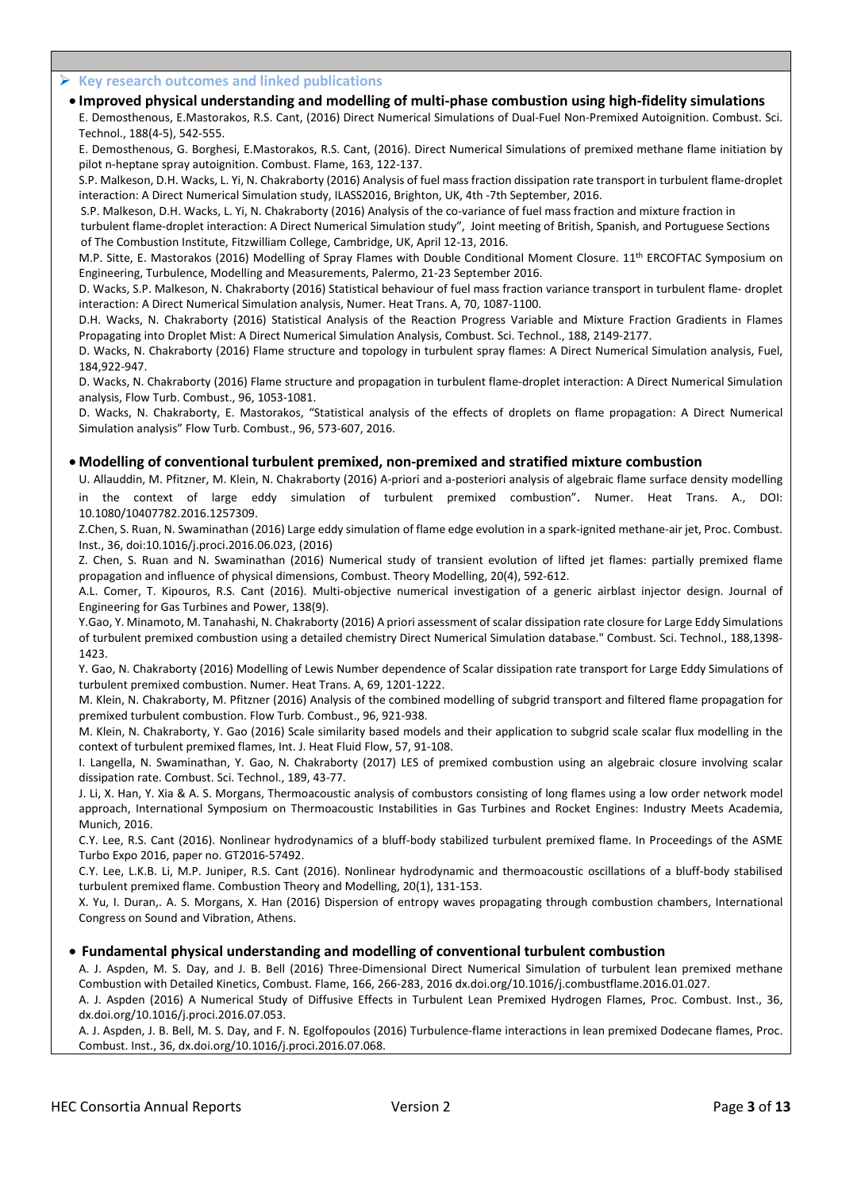## Key research outcomes and linked publications

### Improved physical understanding and modelling of multi-phase combustion using high-fidelity simulations

E. Demosthenous, E.Mastorakos, R.S. Cant, (2016) Direct Numerical Simulations of Dual-Fuel Non-Premixed Autoignition. Combust. Sci. Technol., 188(4-5), 542-555.

E. Demosthenous, G. Borghesi, E.Mastorakos, R.S. Cant, (2016). Direct Numerical Simulations of premixed methane flame initiation by pilot n-heptane spray autoignition. Combust. Flame, 163, 122-137.

S.P. Malkeson, D.H. Wacks, L. Yi, N. Chakraborty (2016) Analysis of fuel mass fraction dissipation rate transport in turbulent flame-droplet interaction: A Direct Numerical Simulation study, ILASS2016, Brighton, UK, 4th -7th September, 2016.

S.P. Malkeson, D.H. Wacks, L. Yi, N. Chakraborty (2016) Analysis of the co-variance of fuel mass fraction and mixture fraction in turbulent flame-droplet interaction: A Direct Numerical Simulation study", Joint meeting of British, Spanish, and Portuguese Sections of The Combustion Institute, Fitzwilliam College, Cambridge, UK, April 12-13, 2016.

M.P. Sitte, E. Mastorakos (2016) Modelling of Spray Flames with Double Conditional Moment Closure. 11th ERCOFTAC Symposium on Engineering, Turbulence, Modelling and Measurements, Palermo, 21-23 September 2016.

D. Wacks, S.P. Malkeson, N. Chakraborty (2016) Statistical behaviour of fuel mass fraction variance transport in turbulent flame- droplet interaction: A Direct Numerical Simulation analysis, Numer. Heat Trans. A, 70, 1087-1100.

D.H. Wacks, N. Chakraborty (2016) Statistical Analysis of the Reaction Progress Variable and Mixture Fraction Gradients in Flames Propagating into Droplet Mist: A Direct Numerical Simulation Analysis, Combust. Sci. Technol., 188, 2149-2177.

D. Wacks, N. Chakraborty (2016) Flame structure and topology in turbulent spray flames: A Direct Numerical Simulation analysis, Fuel, 184,922-947.

D. Wacks, N. Chakraborty (2016) Flame structure and propagation in turbulent flame-droplet interaction: A Direct Numerical Simulation analysis, Flow Turb. Combust., 96, 1053-1081.

D. Wacks, N. Chakraborty, E. Mastorakos, "Statistical analysis of the effects of droplets on flame propagation: A Direct Numerical Simulation analysis" Flow Turb. Combust., 96, 573-607, 2016.

### Modelling of conventional turbulent premixed, non-premixed and stratified mixture combustion

U. Allauddin, M. Pfitzner, M. Klein, N. Chakraborty (2016) A-priori and a-posteriori analysis of algebraic flame surface density modelling in the context of large eddy simulation of turbulent premixed combustion". Numer. Heat Trans. A., DOI: 10.1080/10407782.2016.1257309.

Z.Chen, S. Ruan, N. Swaminathan (2016) Large eddy simulation of flame edge evolution in a spark-ignited methane-air jet, Proc. Combust. Inst., 36, doi:10.1016/j.proci.2016.06.023, (2016)

Z. Chen, S. Ruan and N. Swaminathan (2016) Numerical study of transient evolution of lifted jet flames: partially premixed flame propagation and influence of physical dimensions, Combust. Theory Modelling, 20(4), 592-612.

A.L. Comer, T. Kipouros, R.S. Cant (2016). Multi-objective numerical investigation of a generic airblast injector design. Journal of Engineering for Gas Turbines and Power, 138(9).

Y.Gao, Y. Minamoto, M. Tanahashi, N. Chakraborty (2016) A priori assessment of scalar dissipation rate closure for Large Eddy Simulations of turbulent premixed combustion using a detailed chemistry Direct Numerical Simulation database." Combust. Sci. Technol., 188,1398-1423.

Y. Gao, N. Chakraborty (2016) Modelling of Lewis Number dependence of Scalar dissipation rate transport for Large Eddy Simulations of turbulent premixed combustion. Numer. Heat Trans. A, 69, 1201-1222.

M. Klein, N. Chakraborty, M. Pfitzner (2016) Analysis of the combined modelling of subgrid transport and filtered flame propagation for premixed turbulent combustion. Flow Turb. Combust., 96, 921-938.

M. Klein, N. Chakraborty, Y. Gao (2016) Scale similarity based models and their application to subgrid scale scalar flux modelling in the context of turbulent premixed flames, Int. J. Heat Fluid Flow, 57, 91-108.

I. Langella, N. Swaminathan, Y. Gao, N. Chakraborty (2017) LES of premixed combustion using an algebraic closure involving scalar dissipation rate. Combust. Sci. Technol., 189, 43-77.

J. Li, X. Han, Y. Xia & A. S. Morgans, Thermoacoustic analysis of combustors consisting of long flames using a low order network model approach, International Symposium on Thermoacoustic Instabilities in Gas Turbines and Rocket Engines: Industry Meets Academia, Munich, 2016.

C.Y. Lee, R.S. Cant (2016). Nonlinear hydrodynamics of a bluff-body stabilized turbulent premixed flame. In Proceedings of the ASME Turbo Expo 2016, paper no. GT2016-57492.

C.Y. Lee, L.K.B. Li, M.P. Juniper, R.S. Cant (2016). Nonlinear hydrodynamic and thermoacoustic oscillations of a bluff-body stabilised turbulent premixed flame. Combustion Theory and Modelling, 20(1), 131-153.

X. Yu, I. Duran,. A. S. Morgans, X. Han (2016) Dispersion of entropy waves propagating through combustion chambers, International Congress on Sound and Vibration, Athens.

### Fundamental physical understanding and modelling of conventional turbulent combustion

A. J. Aspden, M. S. Day, and J. B. Bell (2016) Three-Dimensional Direct Numerical Simulation of turbulent lean premixed methane Combustion with Detailed Kinetics, Combust. Flame, 166, 266-283, 2016 dx.doi.org/10.1016/j.combustflame.2016.01.027.

A. J. Aspden (2016) A Numerical Study of Diffusive Effects in Turbulent Lean Premixed Hydrogen Flames, Proc. Combust. Inst., 36, dx.doi.org/10.1016/j.proci.2016.07.053.

A. J. Aspden, J. B. Bell, M. S. Day, and F. N. Egolfopoulos (2016) Turbulence-flame interactions in lean premixed Dodecane flames, Proc. Combust. Inst., 36, dx.doi.org/10.1016/j.proci.2016.07.068.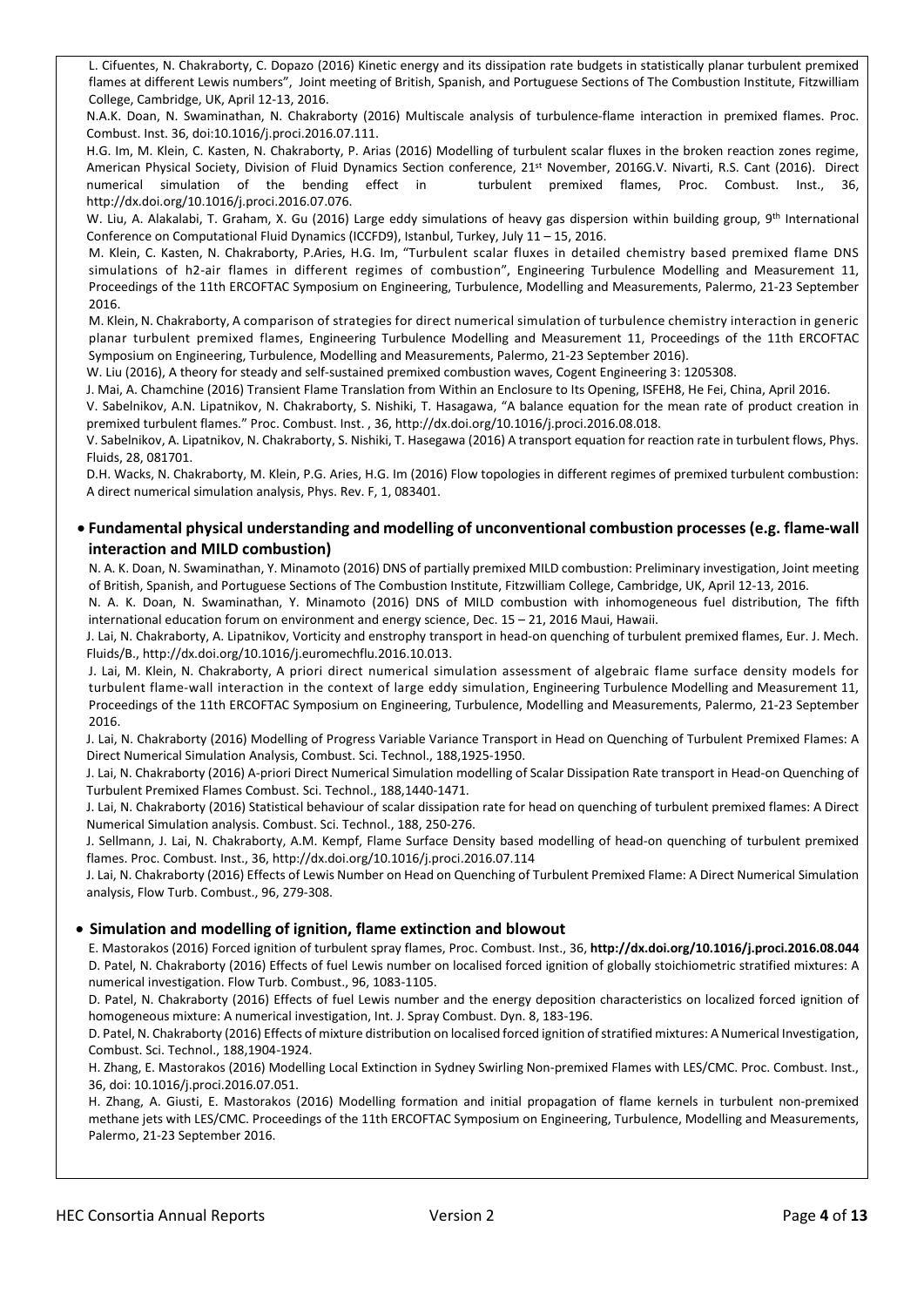L. Cifuentes, N. Chakraborty, C. Dopazo (2016) Kinetic energy and its dissipation rate budgets in statistically planar turbulent premixed flames at different Lewis numbers", Joint meeting of British, Spanish, and Portuguese Sections of The Combustion Institute, Fitzwilliam College, Cambridge, UK, April 12-13, 2016.

N.A.K. Doan, N. Swaminathan, N. Chakraborty (2016) Multiscale analysis of turbulence-flame interaction in premixed flames. Proc. Combust. Inst. 36, doi:10.1016/j.proci.2016.07.111.

H.G. Im, M. Klein, C. Kasten, N. Chakraborty, P. Arias (2016) Modelling of turbulent scalar fluxes in the broken reaction zones regime, American Physical Society, Division of Fluid Dynamics Section conference, 21st November, 2016G.V. Nivarti, R.S. Cant (2016). Direct numerical simulation of the bending effect in turbulent premixed flames, Proc. Combust. Inst., 36, http://dx.doi.org/10.1016/j.proci.2016.07.076.

W. Liu, A. Alakalabi, T. Graham, X. Gu (2016) Large eddy simulations of heavy gas dispersion within building group, 9th International Conference on Computational Fluid Dynamics (ICCFD9), Istanbul, Turkey, July 11 – 15, 2016.

M. Klein, C. Kasten, N. Chakraborty, P.Aries, H.G. Im, "Turbulent scalar fluxes in detailed chemistry based premixed flame DNS simulations of h2-air flames in different regimes of combustion", Engineering Turbulence Modelling and Measurement 11, Proceedings of the 11th ERCOFTAC Symposium on Engineering, Turbulence, Modelling and Measurements, Palermo, 21-23 September 2016.

M. Klein, N. Chakraborty, A comparison of strategies for direct numerical simulation of turbulence chemistry interaction in generic planar turbulent premixed flames, Engineering Turbulence Modelling and Measurement 11, Proceedings of the 11th ERCOFTAC Symposium on Engineering, Turbulence, Modelling and Measurements, Palermo, 21-23 September 2016).

W. Liu (2016), A theory for steady and self-sustained premixed combustion waves, Cogent Engineering 3: 1205308.

J. Mai, A. Chamchine (2016) Transient Flame Translation from Within an Enclosure to Its Opening, ISFEH8, He Fei, China, April 2016.

V. Sabelnikov, A.N. Lipatnikov, N. Chakraborty, S. Nishiki, T. Hasagawa, "A balance equation for the mean rate of product creation in premixed turbulent flames." Proc. Combust. Inst. , 36, http://dx.doi.org/10.1016/j.proci.2016.08.018.

V. Sabelnikov, A. Lipatnikov, N. Chakraborty, S. Nishiki, T. Hasegawa (2016) A transport equation for reaction rate in turbulent flows, Phys. Fluids, 28, 081701.

D.H. Wacks, N. Chakraborty, M. Klein, P.G. Aries, H.G. Im (2016) Flow topologies in different regimes of premixed turbulent combustion: A direct numerical simulation analysis, Phys. Rev. F, 1, 083401.

- **Fundamental physical understanding and modelling of unconventional combustion processes (e.g. flame-wall interaction and MILD combustion)**

N. A. K. Doan, N. Swaminathan, Y. Minamoto (2016) DNS of partially premixed MILD combustion: Preliminary investigation, Joint meeting of British, Spanish, and Portuguese Sections of The Combustion Institute, Fitzwilliam College, Cambridge, UK, April 12-13, 2016.

N. A. K. Doan, N. Swaminathan, Y. Minamoto (2016) DNS of MILD combustion with inhomogeneous fuel distribution, The fifth international education forum on environment and energy science, Dec. 15 – 21, 2016 Maui, Hawaii.

J. Lai, N. Chakraborty, A. Lipatnikov, Vorticity and enstrophy transport in head-on quenching of turbulent premixed flames, Eur. J. Mech. Fluids/B., http://dx.doi.org/10.1016/j.euromechflu.2016.10.013.

J. Lai, M. Klein, N. Chakraborty, A priori direct numerical simulation assessment of algebraic flame surface density models for turbulent flame-wall interaction in the context of large eddy simulation, Engineering Turbulence Modelling and Measurement 11, Proceedings of the 11th ERCOFTAC Symposium on Engineering, Turbulence, Modelling and Measurements, Palermo, 21-23 September 2016.

J. Lai, N. Chakraborty (2016) Modelling of Progress Variable Variance Transport in Head on Quenching of Turbulent Premixed Flames: A Direct Numerical Simulation Analysis, Combust. Sci. Technol., 188,1925-1950.

J. Lai, N. Chakraborty (2016) A-priori Direct Numerical Simulation modelling of Scalar Dissipation Rate transport in Head-on Quenching of Turbulent Premixed Flames Combust. Sci. Technol., 188,1440-1471.

J. Lai, N. Chakraborty (2016) Statistical behaviour of scalar dissipation rate for head on quenching of turbulent premixed flames: A Direct Numerical Simulation analysis. Combust. Sci. Technol., 188, 250-276.

J. Sellmann, J. Lai, N. Chakraborty, A.M. Kempf, Flame Surface Density based modelling of head-on quenching of turbulent premixed flames. Proc. Combust. Inst., 36, http://dx.doi.org/10.1016/j.proci.2016.07.114

J. Lai, N. Chakraborty (2016) Effects of Lewis Number on Head on Quenching of Turbulent Premixed Flame: A Direct Numerical Simulation analysis, Flow Turb. Combust., 96, 279-308.

- **Simulation and modelling of ignition, flame extinction and blowout**

E. Mastorakos (2016) Forced ignition of turbulent spray flames, Proc. Combust. Inst., 36, **http://dx.doi.org/10.1016/j.proci.2016.08.044**

D. Patel, N. Chakraborty (2016) Effects of fuel Lewis number on localised forced ignition of globally stoichiometric stratified mixtures: A numerical investigation. Flow Turb. Combust., 96, 1083-1105.

D. Patel, N. Chakraborty (2016) Effects of fuel Lewis number and the energy deposition characteristics on localized forced ignition of homogeneous mixture: A numerical investigation, Int. J. Spray Combust. Dyn. 8, 183-196.

D. Patel, N. Chakraborty (2016) Effects of mixture distribution on localised forced ignition of stratified mixtures: A Numerical Investigation, Combust. Sci. Technol., 188,1904-1924.

H. Zhang, E. Mastorakos (2016) Modelling Local Extinction in Sydney Swirling Non-premixed Flames with LES/CMC. Proc. Combust. Inst., 36, doi: 10.1016/j.proci.2016.07.051.

H. Zhang, A. Giusti, E. Mastorakos (2016) Modelling formation and initial propagation of flame kernels in turbulent non-premixed methane jets with LES/CMC. Proceedings of the 11th ERCOFTAC Symposium on Engineering, Turbulence, Modelling and Measurements, Palermo, 21-23 September 2016.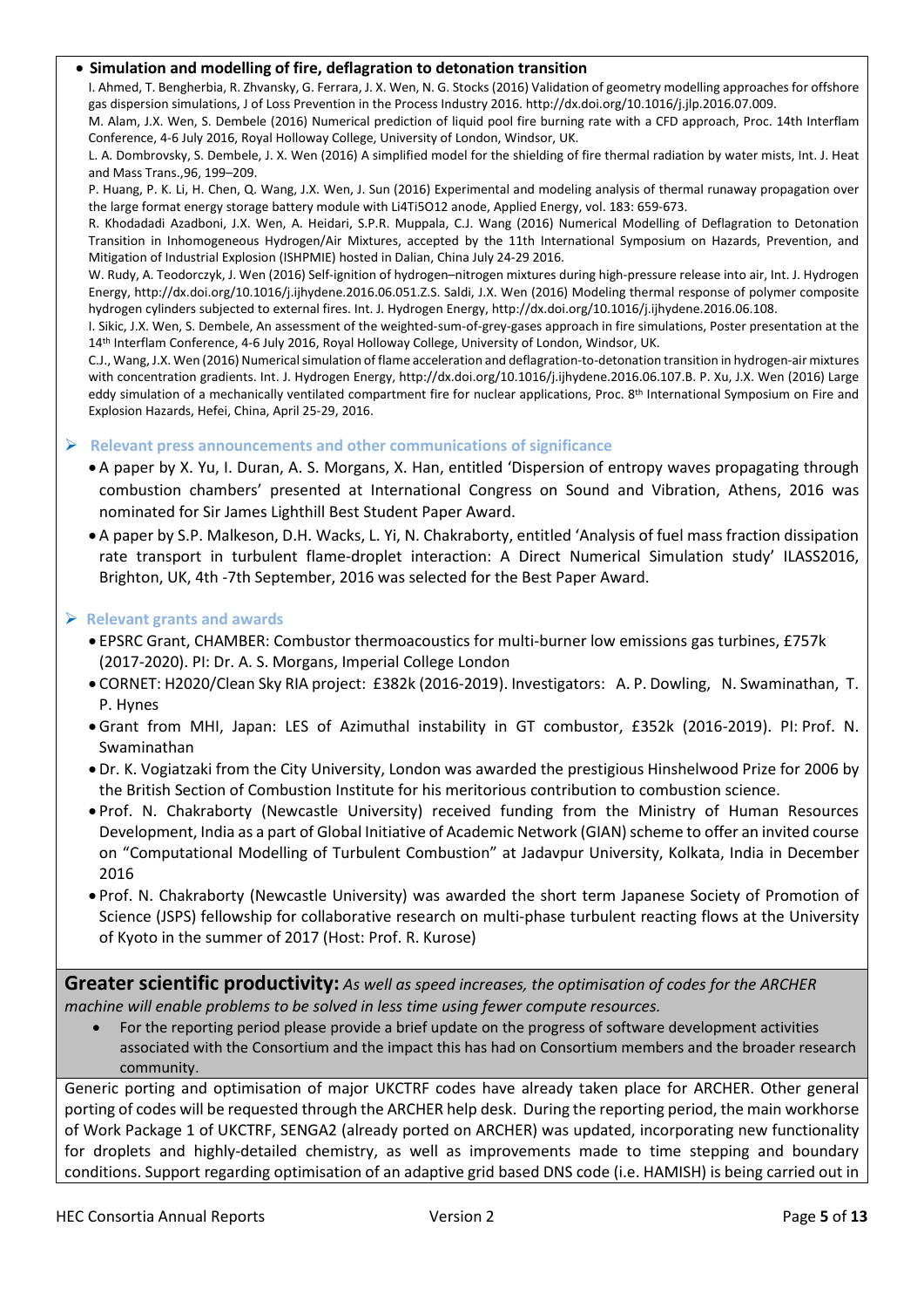- **Simulation and modelling of fire, deflagration to detonation transition**

I. Ahmed, T. Bengherbia, R. Zhvansky, G. Ferrara, J. X. Wen, N. G. Stocks (2016) Validation of geometry modelling approaches for offshore gas dispersion simulations, J of Loss Prevention in the Process Industry 2016. http://dx.doi.org/10.1016/j.jlp.2016.07.009.

M. Alam, J.X. Wen, S. Dembele (2016) Numerical prediction of liquid pool fire burning rate with a CFD approach, Proc. 14th Interflam Conference, 4-6 July 2016, Royal Holloway College, University of London, Windsor, UK.

L. A. Dombrovsky, S. Dembele, J. X. Wen (2016) A simplified model for the shielding of fire thermal radiation by water mists, Int. J. Heat and Mass Trans.,96, 199–209.

P. Huang, P. K. Li, H. Chen, Q. Wang, J.X. Wen, J. Sun (2016) Experimental and modeling analysis of thermal runaway propagation over the large format energy storage battery module with $Li_4Ti_5O_{12}$ anode, Applied Energy, vol. 183: 659-673.

R. Khodadadi Azadboni, J.X. Wen, A. Heidari, S.P.R. Muppala, C.J. Wang (2016) Numerical Modelling of Deflagration to Detonation Transition in Inhomogeneous Hydrogen/Air Mixtures, accepted by the 11th International Symposium on Hazards, Prevention, and Mitigation of Industrial Explosion (ISHPMIE) hosted in Dalian, China July 24-29 2016.

W. Rudy, A. Teodorczyk, J. Wen (2016) Self-ignition of hydrogen–nitrogen mixtures during high-pressure release into air, Int. J. Hydrogen Energy, http://dx.doi.org/10.1016/j.ijhydene.2016.06.051.Z.S. Saldi, J.X. Wen (2016) Modeling thermal response of polymer composite hydrogen cylinders subjected to external fires. Int. J. Hydrogen Energy, http://dx.doi.org/10.1016/j.ijhydene.2016.06.108.

I. Sikic, J.X. Wen, S. Dembele, An assessment of the weighted-sum-of-grey-gases approach in fire simulations, Poster presentation at the 14th Interflam Conference, 4-6 July 2016, Royal Holloway College, University of London, Windsor, UK.

C.J., Wang, J.X. Wen (2016) Numerical simulation of flame acceleration and deflagration-to-detonation transition in hydrogen-air mixtures with concentration gradients. Int. J. Hydrogen Energy, http://dx.doi.org/10.1016/j.ijhydene.2016.06.107.B. P. Xu, J.X. Wen (2016) Large eddy simulation of a mechanically ventilated compartment fire for nuclear applications, Proc. 8th International Symposium on Fire and Explosion Hazards, Hefei, China, April 25-29, 2016.

## Relevant press announcements and other communications of significance

- A paper by X. Yu, I. Duran, A. S. Morgans, X. Han, entitled 'Dispersion of entropy waves propagating through combustion chambers' presented at International Congress on Sound and Vibration, Athens, 2016 was nominated for Sir James Lighthill Best Student Paper Award.
- A paper by S.P. Malkeson, D.H. Wacks, L. Yi, N. Chakraborty, entitled 'Analysis of fuel mass fraction dissipation rate transport in turbulent flame-droplet interaction: A Direct Numerical Simulation study' ILASS2016, Brighton, UK, 4th -7th September, 2016 was selected for the Best Paper Award.

## Relevant grants and awards

- EPSRC Grant, CHAMBER: Combustor thermoacoustics for multi-burner low emissions gas turbines, £757k (2017-2020). PI: Dr. A. S. Morgans, Imperial College London
- CORNET: H2020/Clean Sky RIA project: £382k (2016-2019). Investigators: A. P. Dowling, N. Swaminathan, T. P. Hynes
- Grant from MHI, Japan: LES of Azimuthal instability in GT combustor, £352k (2016-2019). PI: Prof. N. Swaminathan
- Dr. K. Vogiatzaki from the City University, London was awarded the prestigious Hinshelwood Prize for 2006 by the British Section of Combustion Institute for his meritorious contribution to combustion science.
- Prof. N. Chakraborty (Newcastle University) received funding from the Ministry of Human Resources Development, India as a part of Global Initiative of Academic Network (GIAN) scheme to offer an invited course on "Computational Modelling of Turbulent Combustion" at Jadavpur University, Kolkata, India in December 2016
- Prof. N. Chakraborty (Newcastle University) was awarded the short term Japanese Society of Promotion of Science (JSPS) fellowship for collaborative research on multi-phase turbulent reacting flows at the University of Kyoto in the summer of 2017 (Host: Prof. R. Kurose)

## Greater scientific productivity:

*As well as speed increases, the optimisation of codes for the ARCHER machine will enable problems to be solved in less time using fewer compute resources.*

- For the reporting period please provide a brief update on the progress of software development activities associated with the Consortium and the impact this has had on Consortium members and the broader research community.

Generic porting and optimisation of major UKCTRF codes have already taken place for ARCHER. Other general porting of codes will be requested through the ARCHER help desk. During the reporting period, the main workhorse of Work Package 1 of UKCTRF, SENGA2 (already ported on ARCHER) was updated, incorporating new functionality for droplets and highly-detailed chemistry, as well as improvements made to time stepping and boundary conditions. Support regarding optimisation of an adaptive grid based DNS code (i.e. HAMISH) is being carried out in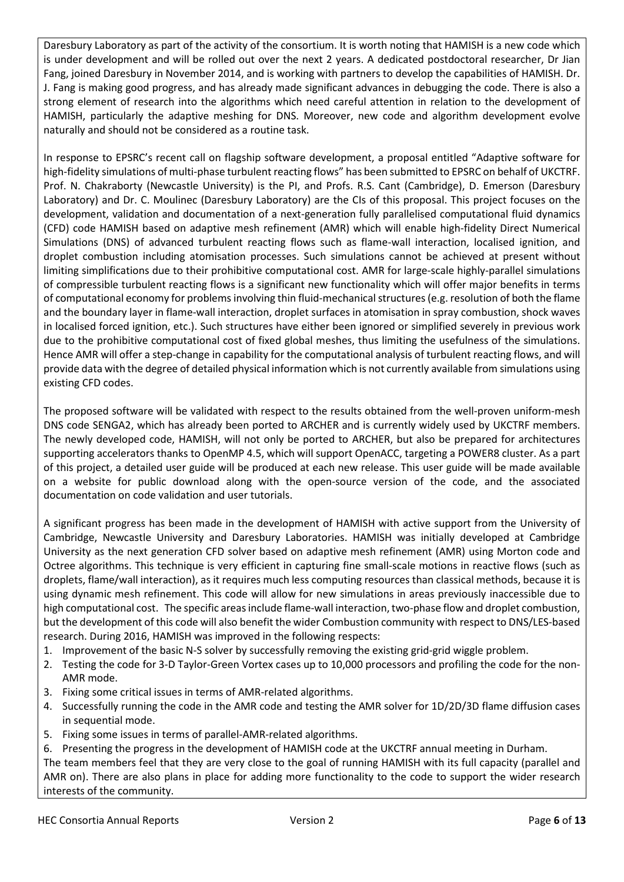Daresbury Laboratory as part of the activity of the consortium. It is worth noting that HAMISH is a new code which is under development and will be rolled out over the next 2 years. A dedicated postdoctoral researcher, Dr Jian Fang, joined Daresbury in November 2014, and is working with partners to develop the capabilities of HAMISH. Dr. J. Fang is making good progress, and has already made significant advances in debugging the code. There is also a strong element of research into the algorithms which need careful attention in relation to the development of HAMISH, particularly the adaptive meshing for DNS. Moreover, new code and algorithm development evolve naturally and should not be considered as a routine task.

In response to EPSRC's recent call on flagship software development, a proposal entitled "Adaptive software for high-fidelity simulations of multi-phase turbulent reacting flows" has been submitted to EPSRC on behalf of UKCTRF. Prof. N. Chakraborty (Newcastle University) is the PI, and Profs. R.S. Cant (Cambridge), D. Emerson (Daresbury Laboratory) and Dr. C. Moulinec (Daresbury Laboratory) are the CIs of this proposal. This project focuses on the development, validation and documentation of a next-generation fully parallelised computational fluid dynamics (CFD) code HAMISH based on adaptive mesh refinement (AMR) which will enable high-fidelity Direct Numerical Simulations (DNS) of advanced turbulent reacting flows such as flame-wall interaction, localised ignition, and droplet combustion including atomisation processes. Such simulations cannot be achieved at present without limiting simplifications due to their prohibitive computational cost. AMR for large-scale highly-parallel simulations of compressible turbulent reacting flows is a significant new functionality which will offer major benefits in terms of computational economy for problems involving thin fluid-mechanical structures (e.g. resolution of both the flame and the boundary layer in flame-wall interaction, droplet surfaces in atomisation in spray combustion, shock waves in localised forced ignition, etc.). Such structures have either been ignored or simplified severely in previous work due to the prohibitive computational cost of fixed global meshes, thus limiting the usefulness of the simulations. Hence AMR will offer a step-change in capability for the computational analysis of turbulent reacting flows, and will provide data with the degree of detailed physical information which is not currently available from simulations using existing CFD codes.

The proposed software will be validated with respect to the results obtained from the well-proven uniform-mesh DNS code SENGA2, which has already been ported to ARCHER and is currently widely used by UKCTRF members. The newly developed code, HAMISH, will not only be ported to ARCHER, but also be prepared for architectures supporting accelerators thanks to OpenMP 4.5, which will support OpenACC, targeting a POWER8 cluster. As a part of this project, a detailed user guide will be produced at each new release. This user guide will be made available on a website for public download along with the open-source version of the code, and the associated documentation on code validation and user tutorials.

A significant progress has been made in the development of HAMISH with active support from the University of Cambridge, Newcastle University and Daresbury Laboratories. HAMISH was initially developed at Cambridge University as the next generation CFD solver based on adaptive mesh refinement (AMR) using Morton code and Octree algorithms. This technique is very efficient in capturing fine small-scale motions in reactive flows (such as droplets, flame/wall interaction), as it requires much less computing resources than classical methods, because it is using dynamic mesh refinement. This code will allow for new simulations in areas previously inaccessible due to high computational cost. The specific areas include flame-wall interaction, two-phase flow and droplet combustion, but the development of this code will also benefit the wider Combustion community with respect to DNS/LES-based research. During 2016, HAMISH was improved in the following respects:

1. Improvement of the basic N-S solver by successfully removing the existing grid-grid wiggle problem.
2. Testing the code for 3-D Taylor-Green Vortex cases up to 10,000 processors and profiling the code for the non-AMR mode.
3. Fixing some critical issues in terms of AMR-related algorithms.
4. Successfully running the code in the AMR code and testing the AMR solver for 1D/2D/3D flame diffusion cases in sequential mode.
5. Fixing some issues in terms of parallel-AMR-related algorithms.
6. Presenting the progress in the development of HAMISH code at the UKCTRF annual meeting in Durham.

The team members feel that they are very close to the goal of running HAMISH with its full capacity (parallel and AMR on). There are also plans in place for adding more functionality to the code to support the wider research interests of the community.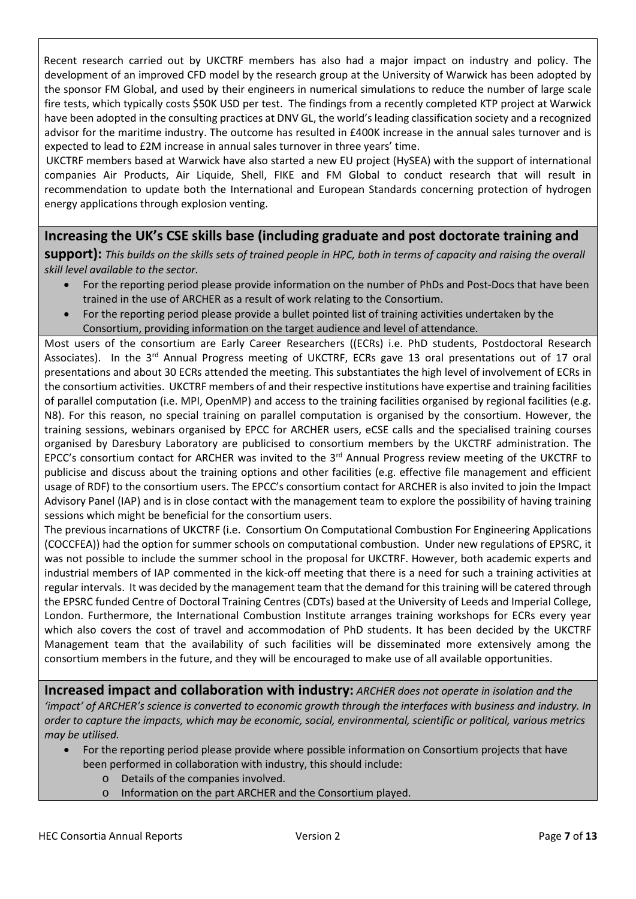Recent research carried out by UKCTRF members has also had a major impact on industry and policy. The development of an improved CFD model by the research group at the University of Warwick has been adopted by the sponsor FM Global, and used by their engineers in numerical simulations to reduce the number of large scale fire tests, which typically costs $50K USD per test. The findings from a recently completed KTP project at Warwick have been adopted in the consulting practices at DNV GL, the world's leading classification society and a recognized advisor for the maritime industry. The outcome has resulted in £400K increase in the annual sales turnover and is expected to lead to £2M increase in annual sales turnover in three years' time.

UKCTRF members based at Warwick have also started a new EU project (HySEA) with the support of international companies Air Products, Air Liquide, Shell, FIKE and FM Global to conduct research that will result in recommendation to update both the International and European Standards concerning protection of hydrogen energy applications through explosion venting.

**Increasing the UK's CSE skills base (including graduate and post doctorate training and support):** *This builds on the skills sets of trained people in HPC, both in terms of capacity and raising the overall skill level available to the sector.*

- For the reporting period please provide information on the number of PhDs and Post-Docs that have been trained in the use of ARCHER as a result of work relating to the Consortium.
- For the reporting period please provide a bullet pointed list of training activities undertaken by the Consortium, providing information on the target audience and level of attendance.

Most users of the consortium are Early Career Researchers ((ECRs) i.e. PhD students, Postdoctoral Research Associates). In the 3rd Annual Progress meeting of UKCTRF, ECRs gave 13 oral presentations out of 17 oral presentations and about 30 ECRs attended the meeting. This substantiates the high level of involvement of ECRs in the consortium activities. UKCTRF members of and their respective institutions have expertise and training facilities of parallel computation (i.e. MPI, OpenMP) and access to the training facilities organised by regional facilities (e.g. N8). For this reason, no special training on parallel computation is organised by the consortium. However, the training sessions, webinars organised by EPCC for ARCHER users, eCSE calls and the specialised training courses organised by Daresbury Laboratory are publicised to consortium members by the UKCTRF administration. The EPCC's consortium contact for ARCHER was invited to the 3rd Annual Progress review meeting of the UKCTRF to publicise and discuss about the training options and other facilities (e.g. effective file management and efficient usage of RDF) to the consortium users. The EPCC's consortium contact for ARCHER is also invited to join the Impact Advisory Panel (IAP) and is in close contact with the management team to explore the possibility of having training sessions which might be beneficial for the consortium users.

The previous incarnations of UKCTRF (i.e. Consortium On Computational Combustion For Engineering Applications (COCCFEA)) had the option for summer schools on computational combustion. Under new regulations of EPSRC, it was not possible to include the summer school in the proposal for UKCTRF. However, both academic experts and industrial members of IAP commented in the kick-off meeting that there is a need for such a training activities at regular intervals. It was decided by the management team that the demand for this training will be catered through the EPSRC funded Centre of Doctoral Training Centres (CDTs) based at the University of Leeds and Imperial College, London. Furthermore, the International Combustion Institute arranges training workshops for ECRs every year which also covers the cost of travel and accommodation of PhD students. It has been decided by the UKCTRF Management team that the availability of such facilities will be disseminated more extensively among the consortium members in the future, and they will be encouraged to make use of all available opportunities.

**Increased impact and collaboration with industry:** *ARCHER does not operate in isolation and the 'impact' of ARCHER's science is converted to economic growth through the interfaces with business and industry. In order to capture the impacts, which may be economic, social, environmental, scientific or political, various metrics may be utilised.*

- For the reporting period please provide where possible information on Consortium projects that have been performed in collaboration with industry, this should include:
    - Details of the companies involved.
    - Information on the part ARCHER and the Consortium played.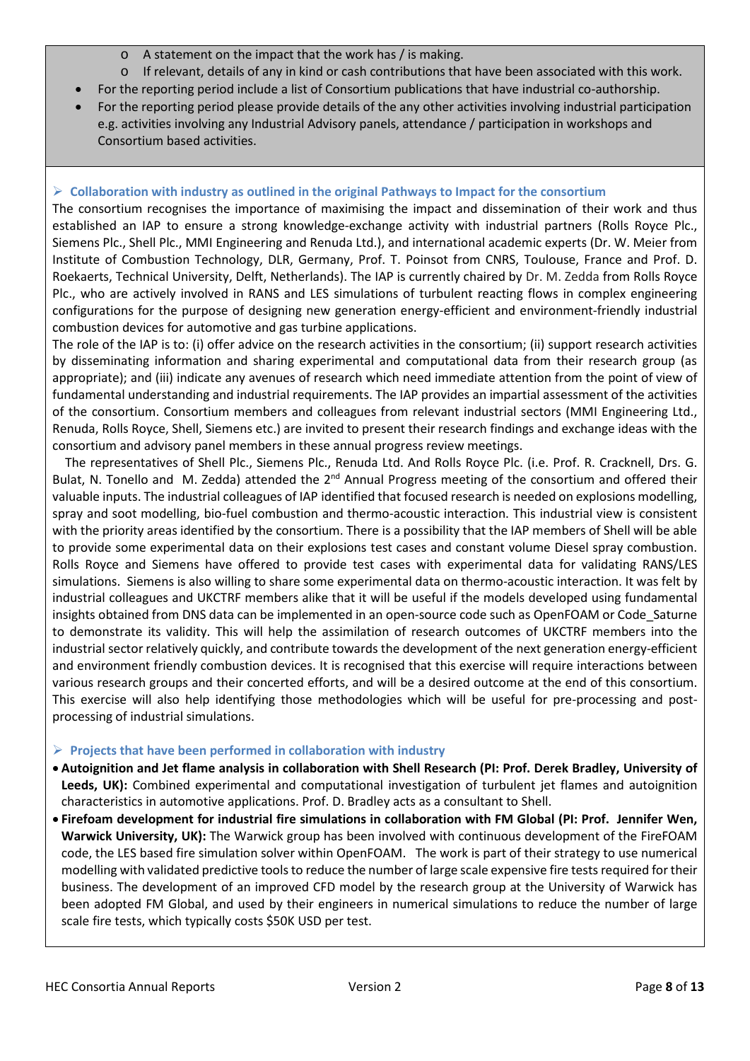- A statement on the impact that the work has / is making.
- If relevant, details of any in kind or cash contributions that have been associated with this work.

- For the reporting period include a list of Consortium publications that have industrial co-authorship.
- For the reporting period please provide details of the any other activities involving industrial participation e.g. activities involving any Industrial Advisory panels, attendance / participation in workshops and Consortium based activities.

### Collaboration with industry as outlined in the original Pathways to Impact for the consortium

The consortium recognises the importance of maximising the impact and dissemination of their work and thus established an IAP to ensure a strong knowledge-exchange activity with industrial partners (Rolls Royce Plc., Siemens Plc., Shell Plc., MMI Engineering and Renuda Ltd.), and international academic experts (Dr. W. Meier from Institute of Combustion Technology, DLR, Germany, Prof. T. Poinsot from CNRS, Toulouse, France and Prof. D. Roekaerts, Technical University, Delft, Netherlands). The IAP is currently chaired by Dr. M. Zedda from Rolls Royce Plc., who are actively involved in RANS and LES simulations of turbulent reacting flows in complex engineering configurations for the purpose of designing new generation energy-efficient and environment-friendly industrial combustion devices for automotive and gas turbine applications.

The role of the IAP is to: (i) offer advice on the research activities in the consortium; (ii) support research activities by disseminating information and sharing experimental and computational data from their research group (as appropriate); and (iii) indicate any avenues of research which need immediate attention from the point of view of fundamental understanding and industrial requirements. The IAP provides an impartial assessment of the activities of the consortium. Consortium members and colleagues from relevant industrial sectors (MMI Engineering Ltd., Renuda, Rolls Royce, Shell, Siemens etc.) are invited to present their research findings and exchange ideas with the consortium and advisory panel members in these annual progress review meetings.

The representatives of Shell Plc., Siemens Plc., Renuda Ltd. And Rolls Royce Plc. (i.e. Prof. R. Cracknell, Drs. G. Bulat, N. Tonello and M. Zedda) attended the 2nd Annual Progress meeting of the consortium and offered their valuable inputs. The industrial colleagues of IAP identified that focused research is needed on explosions modelling, spray and soot modelling, bio-fuel combustion and thermo-acoustic interaction. This industrial view is consistent with the priority areas identified by the consortium. There is a possibility that the IAP members of Shell will be able to provide some experimental data on their explosions test cases and constant volume Diesel spray combustion. Rolls Royce and Siemens have offered to provide test cases with experimental data for validating RANS/LES simulations. Siemens is also willing to share some experimental data on thermo-acoustic interaction. It was felt by industrial colleagues and UKCTRF members alike that it will be useful if the models developed using fundamental insights obtained from DNS data can be implemented in an open-source code such as OpenFOAM or Code_Saturne to demonstrate its validity. This will help the assimilation of research outcomes of UKCTRF members into the industrial sector relatively quickly, and contribute towards the development of the next generation energy-efficient and environment friendly combustion devices. It is recognised that this exercise will require interactions between various research groups and their concerted efforts, and will be a desired outcome at the end of this consortium. This exercise will also help identifying those methodologies which will be useful for pre-processing and post-processing of industrial simulations.

### Projects that have been performed in collaboration with industry

- **Autoignition and Jet flame analysis in collaboration with Shell Research (PI: Prof. Derek Bradley, University of Leeds, UK):** Combined experimental and computational investigation of turbulent jet flames and autoignition characteristics in automotive applications. Prof. D. Bradley acts as a consultant to Shell.
- **Firefoam development for industrial fire simulations in collaboration with FM Global (PI: Prof. Jennifer Wen, Warwick University, UK):** The Warwick group has been involved with continuous development of the FireFOAM code, the LES based fire simulation solver within OpenFOAM. The work is part of their strategy to use numerical modelling with validated predictive tools to reduce the number of large scale expensive fire tests required for their business. The development of an improved CFD model by the research group at the University of Warwick has been adopted FM Global, and used by their engineers in numerical simulations to reduce the number of large scale fire tests, which typically costs $50K USD per test.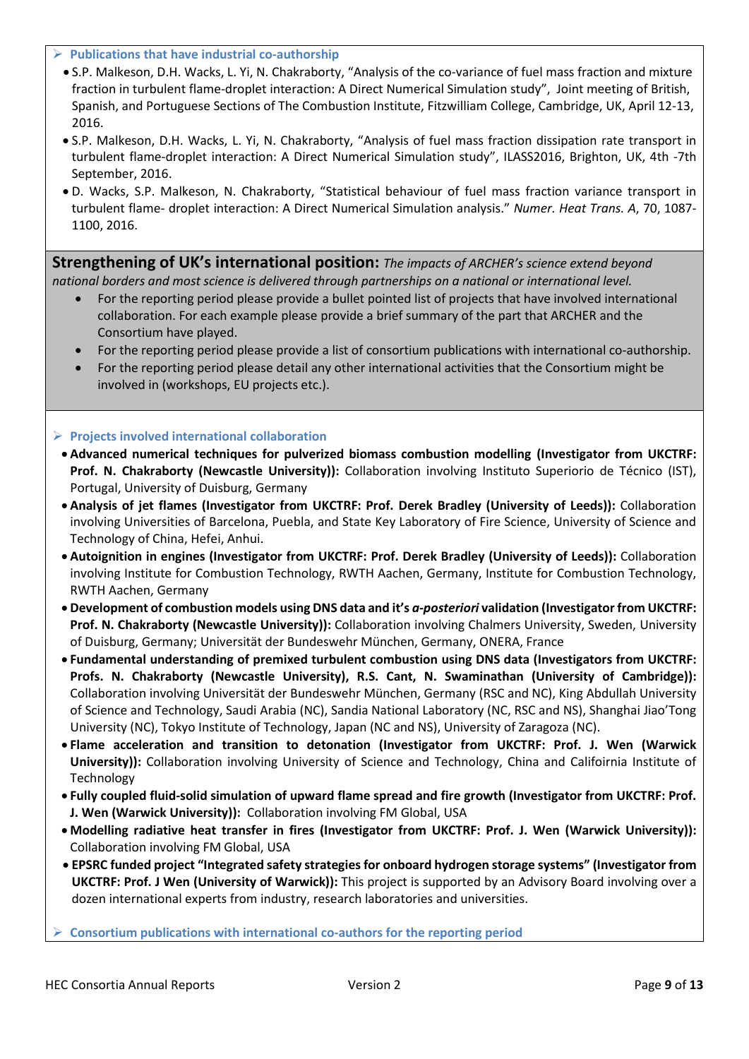- **Publications that have industrial co-authorship**
  - S.P. Malkeson, D.H. Wacks, L. Yi, N. Chakraborty, “Analysis of the co-variance of fuel mass fraction and mixture fraction in turbulent flame-droplet interaction: A Direct Numerical Simulation study”, Joint meeting of British, Spanish, and Portuguese Sections of The Combustion Institute, Fitzwilliam College, Cambridge, UK, April 12-13, 2016.
  - S.P. Malkeson, D.H. Wacks, L. Yi, N. Chakraborty, “Analysis of fuel mass fraction dissipation rate transport in turbulent flame-droplet interaction: A Direct Numerical Simulation study”, ILASS2016, Brighton, UK, 4th -7th September, 2016.
  - D. Wacks, S.P. Malkeson, N. Chakraborty, “Statistical behaviour of fuel mass fraction variance transport in turbulent flame- droplet interaction: A Direct Numerical Simulation analysis.” *Numer. Heat Trans. A*, 70, 1087-1100, 2016.

**Strengthening of UK’s international position:** *The impacts of ARCHER’s science extend beyond national borders and most science is delivered through partnerships on a national or international level.*

- For the reporting period please provide a bullet pointed list of projects that have involved international collaboration. For each example please provide a brief summary of the part that ARCHER and the Consortium have played.
- For the reporting period please provide a list of consortium publications with international co-authorship.
- For the reporting period please detail any other international activities that the Consortium might be involved in (workshops, EU projects etc.).

- **Projects involved international collaboration**
  - **Advanced numerical techniques for pulverized biomass combustion modelling (Investigator from UKCTRF: Prof. N. Chakraborty (Newcastle University)):** Collaboration involving Instituto Superiorio de Técnico (IST), Portugal, University of Duisburg, Germany
  - **Analysis of jet flames (Investigator from UKCTRF: Prof. Derek Bradley (University of Leeds)):** Collaboration involving Universities of Barcelona, Puebla, and State Key Laboratory of Fire Science, University of Science and Technology of China, Hefei, Anhui.
  - **Autoignition in engines (Investigator from UKCTRF: Prof. Derek Bradley (University of Leeds)):** Collaboration involving Institute for Combustion Technology, RWTH Aachen, Germany, Institute for Combustion Technology, RWTH Aachen, Germany
  - **Development of combustion models using DNS data and it’s *a-posteriori* validation (Investigator from UKCTRF: Prof. N. Chakraborty (Newcastle University)):** Collaboration involving Chalmers University, Sweden, University of Duisburg, Germany; Universität der Bundeswehr München, Germany, ONERA, France
  - **Fundamental understanding of premixed turbulent combustion using DNS data (Investigators from UKCTRF: Profs. N. Chakraborty (Newcastle University), R.S. Cant, N. Swaminathan (University of Cambridge)):** Collaboration involving Universität der Bundeswehr München, Germany (RSC and NC), King Abdullah University of Science and Technology, Saudi Arabia (NC), Sandia National Laboratory (NC, RSC and NS), Shanghai Jiao’Tong University (NC), Tokyo Institute of Technology, Japan (NC and NS), University of Zaragoza (NC).
  - **Flame acceleration and transition to detonation (Investigator from UKCTRF: Prof. J. Wen (Warwick University)):** Collaboration involving University of Science and Technology, China and Califoirnia Institute of Technology
  - **Fully coupled fluid-solid simulation of upward flame spread and fire growth (Investigator from UKCTRF: Prof. J. Wen (Warwick University)):** Collaboration involving FM Global, USA
  - **Modelling radiative heat transfer in fires (Investigator from UKCTRF: Prof. J. Wen (Warwick University)):** Collaboration involving FM Global, USA
  - **EPSRC funded project “Integrated safety strategies for onboard hydrogen storage systems” (Investigator from UKCTRF: Prof. J Wen (University of Warwick)):** This project is supported by an Advisory Board involving over a dozen international experts from industry, research laboratories and universities.

- **Consortium publications with international co-authors for the reporting period**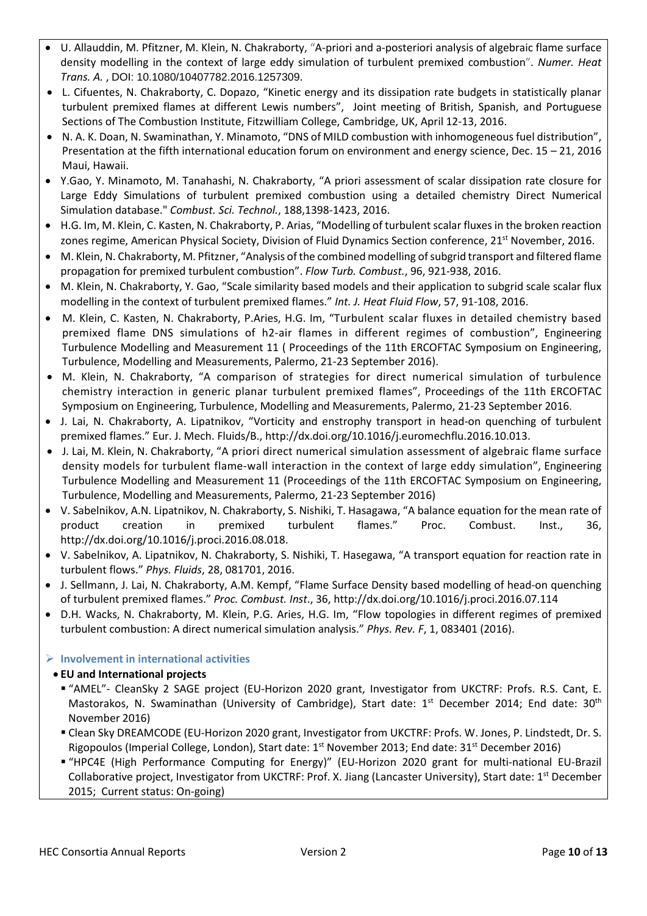- U. Allauddin, M. Pfitzner, M. Klein, N. Chakraborty, "A-priori and a-posteriori analysis of algebraic flame surface density modelling in the context of large eddy simulation of turbulent premixed combustion". *Numer. Heat Trans. A.* , DOI: 10.1080/10407782.2016.1257309.
- L. Cifuentes, N. Chakraborty, C. Dopazo, "Kinetic energy and its dissipation rate budgets in statistically planar turbulent premixed flames at different Lewis numbers", Joint meeting of British, Spanish, and Portuguese Sections of The Combustion Institute, Fitzwilliam College, Cambridge, UK, April 12-13, 2016.
- N. A. K. Doan, N. Swaminathan, Y. Minamoto, "DNS of MILD combustion with inhomogeneous fuel distribution", Presentation at the fifth international education forum on environment and energy science, Dec. 15 – 21, 2016 Maui, Hawaii.
- Y.Gao, Y. Minamoto, M. Tanahashi, N. Chakraborty, "A priori assessment of scalar dissipation rate closure for Large Eddy Simulations of turbulent premixed combustion using a detailed chemistry Direct Numerical Simulation database." *Combust. Sci. Technol.*, 188,1398-1423, 2016.
- H.G. Im, M. Klein, C. Kasten, N. Chakraborty, P. Arias, "Modelling of turbulent scalar fluxes in the broken reaction zones regime, American Physical Society, Division of Fluid Dynamics Section conference, 21st November, 2016.
- M. Klein, N. Chakraborty, M. Pfitzner, "Analysis of the combined modelling of subgrid transport and filtered flame propagation for premixed turbulent combustion". *Flow Turb. Combust.*, 96, 921-938, 2016.
- M. Klein, N. Chakraborty, Y. Gao, "Scale similarity based models and their application to subgrid scale scalar flux modelling in the context of turbulent premixed flames." *Int. J. Heat Fluid Flow*, 57, 91-108, 2016.
- M. Klein, C. Kasten, N. Chakraborty, P.Aries, H.G. Im, "Turbulent scalar fluxes in detailed chemistry based premixed flame DNS simulations of h2-air flames in different regimes of combustion", Engineering Turbulence Modelling and Measurement 11 ( Proceedings of the 11th ERCOFTAC Symposium on Engineering, Turbulence, Modelling and Measurements, Palermo, 21-23 September 2016).
- M. Klein, N. Chakraborty, "A comparison of strategies for direct numerical simulation of turbulence chemistry interaction in generic planar turbulent premixed flames", Proceedings of the 11th ERCOFTAC Symposium on Engineering, Turbulence, Modelling and Measurements, Palermo, 21-23 September 2016.
- J. Lai, N. Chakraborty, A. Lipatnikov, "Vorticity and enstrophy transport in head-on quenching of turbulent premixed flames." Eur. J. Mech. Fluids/B., http://dx.doi.org/10.1016/j.euromechflu.2016.10.013.
- J. Lai, M. Klein, N. Chakraborty, "A priori direct numerical simulation assessment of algebraic flame surface density models for turbulent flame-wall interaction in the context of large eddy simulation", Engineering Turbulence Modelling and Measurement 11 (Proceedings of the 11th ERCOFTAC Symposium on Engineering, Turbulence, Modelling and Measurements, Palermo, 21-23 September 2016)
- V. Sabelnikov, A.N. Lipatnikov, N. Chakraborty, S. Nishiki, T. Hasagawa, "A balance equation for the mean rate of product creation in premixed turbulent flames." Proc. Combust. Inst., 36, http://dx.doi.org/10.1016/j.proci.2016.08.018.
- V. Sabelnikov, A. Lipatnikov, N. Chakraborty, S. Nishiki, T. Hasegawa, "A transport equation for reaction rate in turbulent flows." *Phys. Fluids*, 28, 081701, 2016.
- J. Sellmann, J. Lai, N. Chakraborty, A.M. Kempf, "Flame Surface Density based modelling of head-on quenching of turbulent premixed flames." *Proc. Combust. Inst*., 36, http://dx.doi.org/10.1016/j.proci.2016.07.114
- D.H. Wacks, N. Chakraborty, M. Klein, P.G. Aries, H.G. Im, "Flow topologies in different regimes of premixed turbulent combustion: A direct numerical simulation analysis." *Phys. Rev. F*, 1, 083401 (2016).

## Involvement in international activities

- **EU and International projects**
  - "AMEL"- CleanSky 2 SAGE project (EU-Horizon 2020 grant, Investigator from UKCTRF: Profs. R.S. Cant, E. Mastorakos, N. Swaminathan (University of Cambridge), Start date: 1st December 2014; End date: 30th November 2016)
  - Clean Sky DREAMCODE (EU-Horizon 2020 grant, Investigator from UKCTRF: Profs. W. Jones, P. Lindstedt, Dr. S. Rigopoulos (Imperial College, London), Start date: 1st November 2013; End date: 31st December 2016)
  - "HPC4E (High Performance Computing for Energy)" (EU-Horizon 2020 grant for multi-national EU-Brazil Collaborative project, Investigator from UKCTRF: Prof. X. Jiang (Lancaster University), Start date: 1st December 2015; Current status: On-going)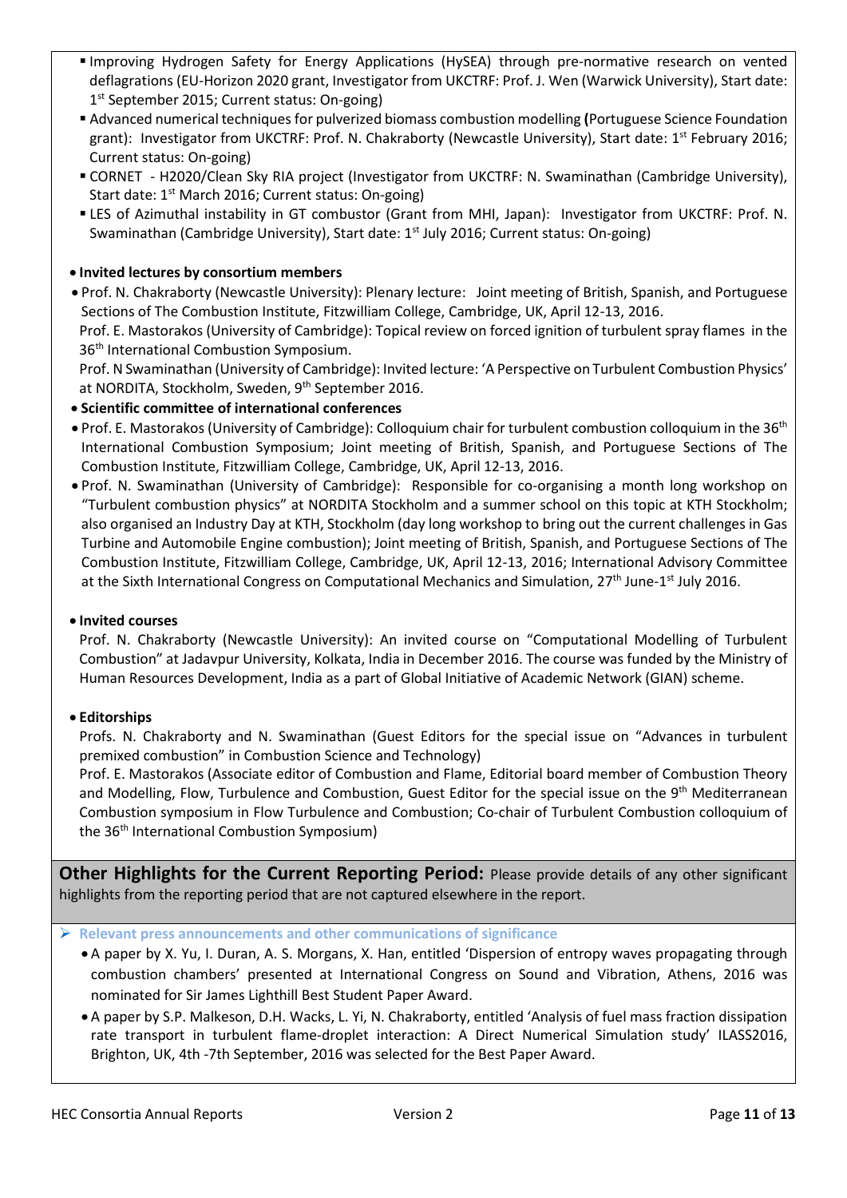- Improving Hydrogen Safety for Energy Applications (HySEA) through pre-normative research on vented deflagrations (EU-Horizon 2020 grant, Investigator from UKCTRF: Prof. J. Wen (Warwick University), Start date: 1st September 2015; Current status: On-going)
- Advanced numerical techniques for pulverized biomass combustion modelling **(**Portuguese Science Foundation grant): Investigator from UKCTRF: Prof. N. Chakraborty (Newcastle University), Start date: 1st February 2016; Current status: On-going)
- CORNET - H2020/Clean Sky RIA project (Investigator from UKCTRF: N. Swaminathan (Cambridge University), Start date: 1st March 2016; Current status: On-going)
- LES of Azimuthal instability in GT combustor (Grant from MHI, Japan): Investigator from UKCTRF: Prof. N. Swaminathan (Cambridge University), Start date: 1st July 2016; Current status: On-going)

- **Invited lectures by consortium members**
- Prof. N. Chakraborty (Newcastle University): Plenary lecture: Joint meeting of British, Spanish, and Portuguese Sections of The Combustion Institute, Fitzwilliam College, Cambridge, UK, April 12-13, 2016.
  Prof. E. Mastorakos (University of Cambridge): Topical review on forced ignition of turbulent spray flames in the 36th International Combustion Symposium.
  Prof. N Swaminathan (University of Cambridge): Invited lecture: 'A Perspective on Turbulent Combustion Physics' at NORDITA, Stockholm, Sweden, 9th September 2016.
- **Scientific committee of international conferences**
- Prof. E. Mastorakos (University of Cambridge): Colloquium chair for turbulent combustion colloquium in the 36th International Combustion Symposium; Joint meeting of British, Spanish, and Portuguese Sections of The Combustion Institute, Fitzwilliam College, Cambridge, UK, April 12-13, 2016.
- Prof. N. Swaminathan (University of Cambridge): Responsible for co-organising a month long workshop on "Turbulent combustion physics" at NORDITA Stockholm and a summer school on this topic at KTH Stockholm; also organised an Industry Day at KTH, Stockholm (day long workshop to bring out the current challenges in Gas Turbine and Automobile Engine combustion); Joint meeting of British, Spanish, and Portuguese Sections of The Combustion Institute, Fitzwilliam College, Cambridge, UK, April 12-13, 2016; International Advisory Committee at the Sixth International Congress on Computational Mechanics and Simulation, 27th June-1st July 2016.

- **Invited courses**

  Prof. N. Chakraborty (Newcastle University): An invited course on "Computational Modelling of Turbulent Combustion" at Jadavpur University, Kolkata, India in December 2016. The course was funded by the Ministry of Human Resources Development, India as a part of Global Initiative of Academic Network (GIAN) scheme.

- **Editorships**

  Profs. N. Chakraborty and N. Swaminathan (Guest Editors for the special issue on "Advances in turbulent premixed combustion" in Combustion Science and Technology)

  Prof. E. Mastorakos (Associate editor of Combustion and Flame, Editorial board member of Combustion Theory and Modelling, Flow, Turbulence and Combustion, Guest Editor for the special issue on the 9th Mediterranean Combustion symposium in Flow Turbulence and Combustion; Co-chair of Turbulent Combustion colloquium of the 36th International Combustion Symposium)

**Other Highlights for the Current Reporting Period:** Please provide details of any other significant highlights from the reporting period that are not captured elsewhere in the report.

- **Relevant press announcements and other communications of significance**
  - A paper by X. Yu, I. Duran, A. S. Morgans, X. Han, entitled 'Dispersion of entropy waves propagating through combustion chambers' presented at International Congress on Sound and Vibration, Athens, 2016 was nominated for Sir James Lighthill Best Student Paper Award.
  - A paper by S.P. Malkeson, D.H. Wacks, L. Yi, N. Chakraborty, entitled 'Analysis of fuel mass fraction dissipation rate transport in turbulent flame-droplet interaction: A Direct Numerical Simulation study' ILASS2016, Brighton, UK, 4th -7th September, 2016 was selected for the Best Paper Award.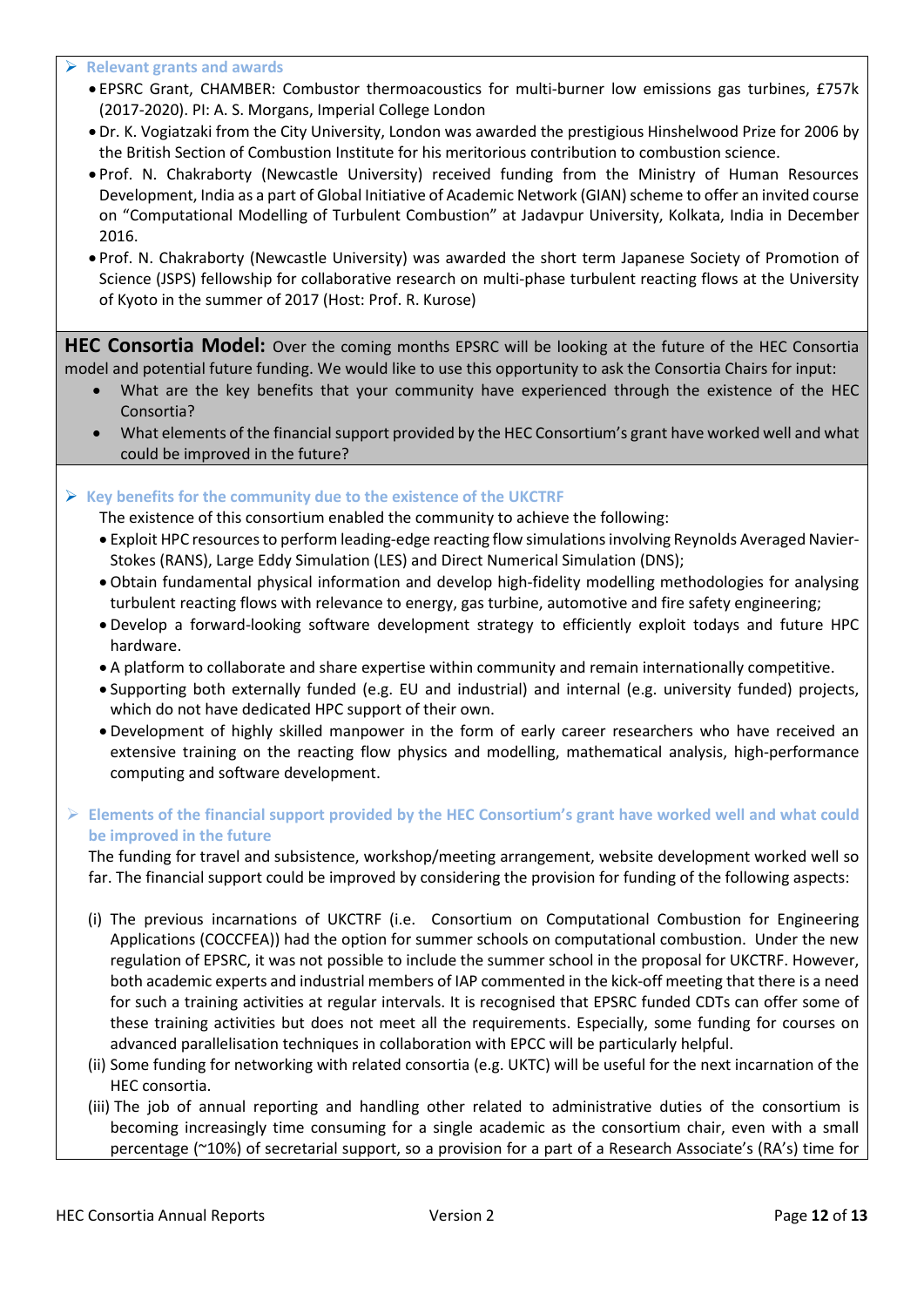- **Relevant grants and awards**
  - EPSRC Grant, CHAMBER: Combustor thermoacoustics for multi-burner low emissions gas turbines, £757k (2017-2020). PI: A. S. Morgans, Imperial College London
  - Dr. K. Vogiatzaki from the City University, London was awarded the prestigious Hinshelwood Prize for 2006 by the British Section of Combustion Institute for his meritorious contribution to combustion science.
  - Prof. N. Chakraborty (Newcastle University) received funding from the Ministry of Human Resources Development, India as a part of Global Initiative of Academic Network (GIAN) scheme to offer an invited course on "Computational Modelling of Turbulent Combustion" at Jadavpur University, Kolkata, India in December 2016.
  - Prof. N. Chakraborty (Newcastle University) was awarded the short term Japanese Society of Promotion of Science (JSPS) fellowship for collaborative research on multi-phase turbulent reacting flows at the University of Kyoto in the summer of 2017 (Host: Prof. R. Kurose)

**HEC Consortia Model:** Over the coming months EPSRC will be looking at the future of the HEC Consortia model and potential future funding. We would like to use this opportunity to ask the Consortia Chairs for input:

- What are the key benefits that your community have experienced through the existence of the HEC Consortia?
- What elements of the financial support provided by the HEC Consortium's grant have worked well and what could be improved in the future?

- **Key benefits for the community due to the existence of the UKCTRF**

  The existence of this consortium enabled the community to achieve the following:
  - Exploit HPC resources to perform leading-edge reacting flow simulations involving Reynolds Averaged Navier-Stokes (RANS), Large Eddy Simulation (LES) and Direct Numerical Simulation (DNS);
  - Obtain fundamental physical information and develop high-fidelity modelling methodologies for analysing turbulent reacting flows with relevance to energy, gas turbine, automotive and fire safety engineering;
  - Develop a forward-looking software development strategy to efficiently exploit todays and future HPC hardware.
  - A platform to collaborate and share expertise within community and remain internationally competitive.
  - Supporting both externally funded (e.g. EU and industrial) and internal (e.g. university funded) projects, which do not have dedicated HPC support of their own.
  - Development of highly skilled manpower in the form of early career researchers who have received an extensive training on the reacting flow physics and modelling, mathematical analysis, high-performance computing and software development.

- **Elements of the financial support provided by the HEC Consortium's grant have worked well and what could be improved in the future**

  The funding for travel and subsistence, workshop/meeting arrangement, website development worked well so far. The financial support could be improved by considering the provision for funding of the following aspects:

  (i) The previous incarnations of UKCTRF (i.e. Consortium on Computational Combustion for Engineering Applications (COCCFEA)) had the option for summer schools on computational combustion. Under the new regulation of EPSRC, it was not possible to include the summer school in the proposal for UKCTRF. However, both academic experts and industrial members of IAP commented in the kick-off meeting that there is a need for such a training activities at regular intervals. It is recognised that EPSRC funded CDTs can offer some of these training activities but does not meet all the requirements. Especially, some funding for courses on advanced parallelisation techniques in collaboration with EPCC will be particularly helpful.

  (ii) Some funding for networking with related consortia (e.g. UKTC) will be useful for the next incarnation of the HEC consortia.

  (iii) The job of annual reporting and handling other related to administrative duties of the consortium is becoming increasingly time consuming for a single academic as the consortium chair, even with a small percentage (~10%) of secretarial support, so a provision for a part of a Research Associate's (RA's) time for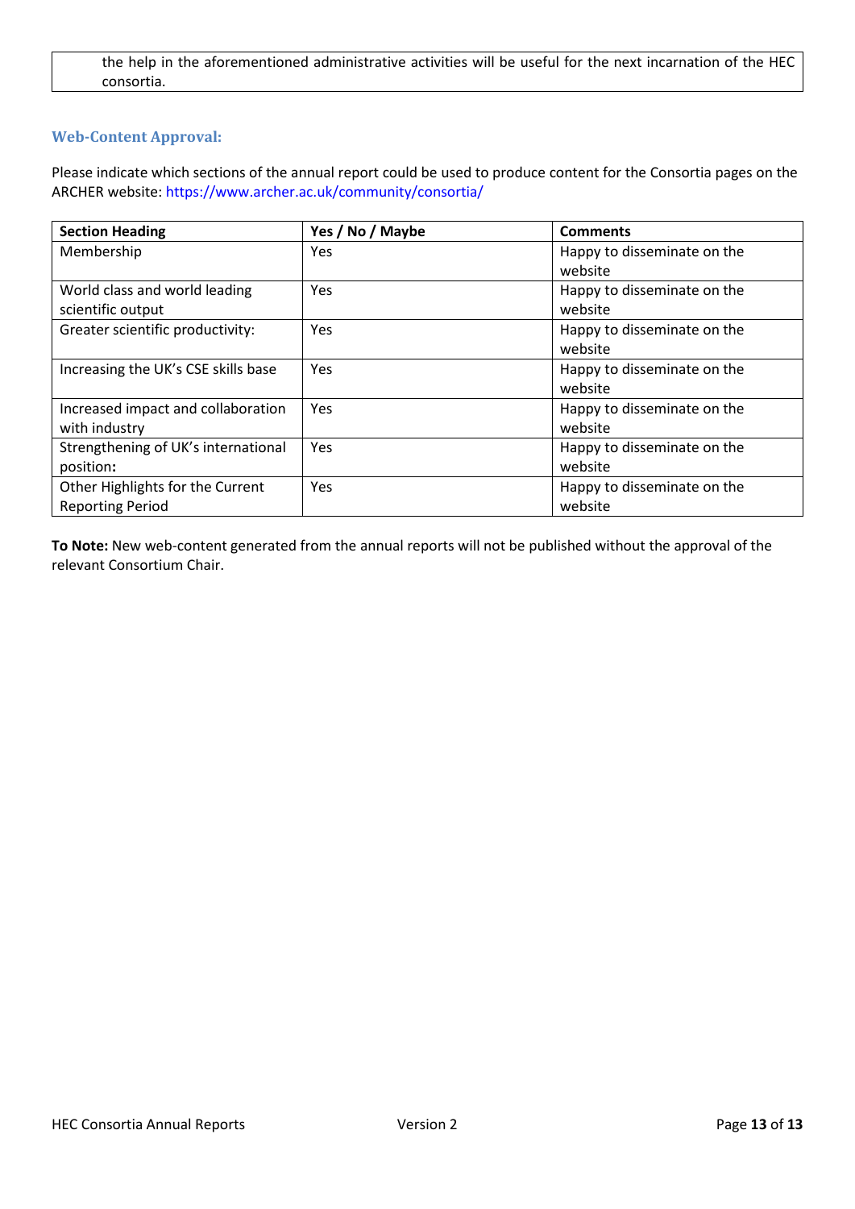the help in the aforementioned administrative activities will be useful for the next incarnation of the HEC consortia.

### Web-Content Approval:

Please indicate which sections of the annual report could be used to produce content for the Consortia pages on the ARCHER website: https://www.archer.ac.uk/community/consortia/

| Section Heading | Yes / No / Maybe | Comments |
|---|---|---|
| Membership | Yes | Happy to disseminate on the website |
| World class and world leading scientific output | Yes | Happy to disseminate on the website |
| Greater scientific productivity: | Yes | Happy to disseminate on the website |
| Increasing the UK's CSE skills base | Yes | Happy to disseminate on the website |
| Increased impact and collaboration with industry | Yes | Happy to disseminate on the website |
| Strengthening of UK's international position: | Yes | Happy to disseminate on the website |
| Other Highlights for the Current Reporting Period | Yes | Happy to disseminate on the website |

**To Note:** New web-content generated from the annual reports will not be published without the approval of the relevant Consortium Chair.